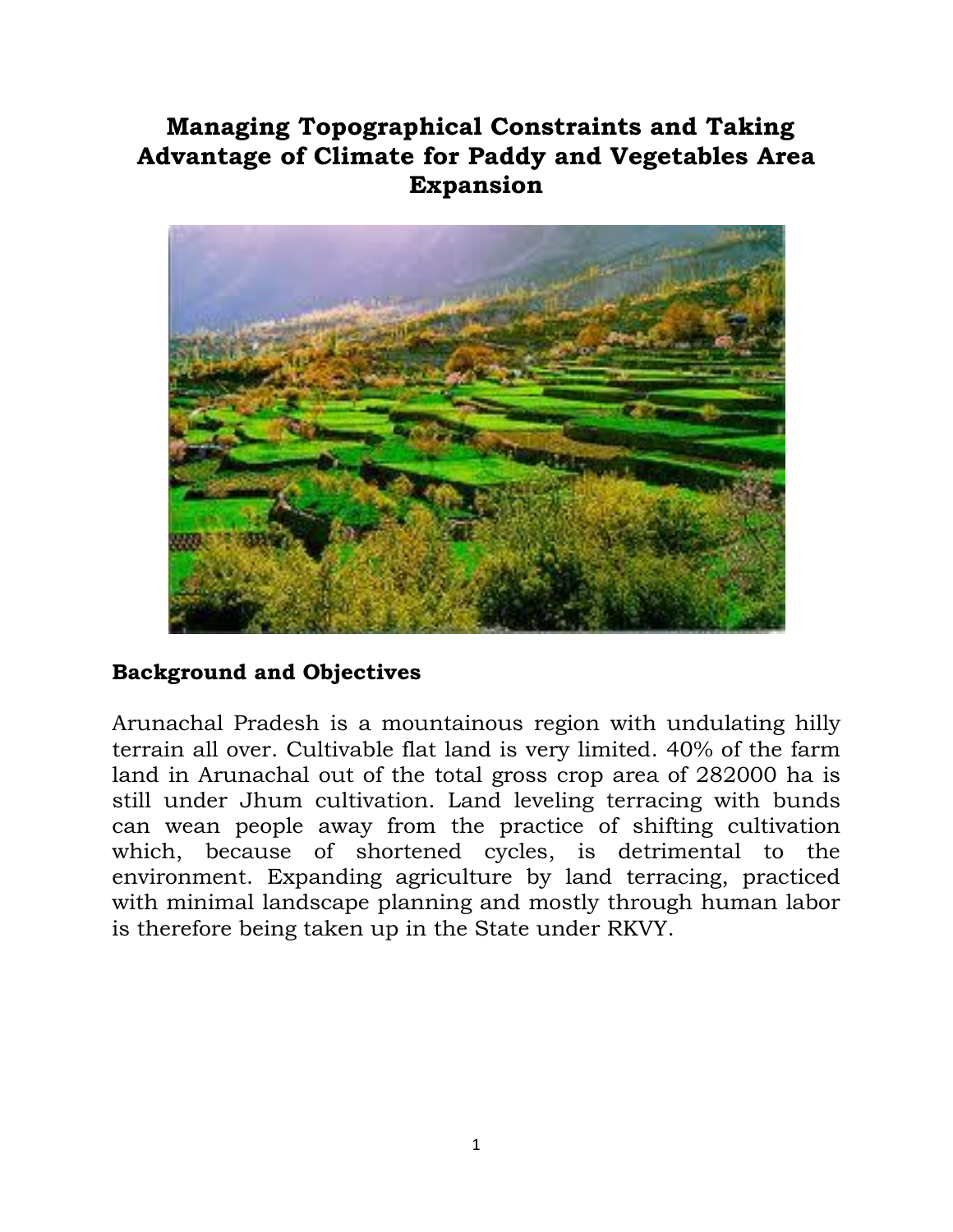# Managing Topographical Constraints and Taking Advantage of Climate for Paddy and Vegetables Area Expansion

## Background and Objectives

Arunachal Pradesh is a mountainous region with undulating hilly terrain all over. Cultivable flat land is very limited. 40% of the farm land in Arunachal out of the total gross crop area of 282000 ha is still under Jhum cultivation. Land leveling terracing with bunds can wean people away from the practice of shifting cultivation which, because of shortened cycles, is detrimental to the environment. Expanding agriculture by land terracing, practiced with minimal landscape planning and mostly through human labor is therefore being taken up in the State under RKVY.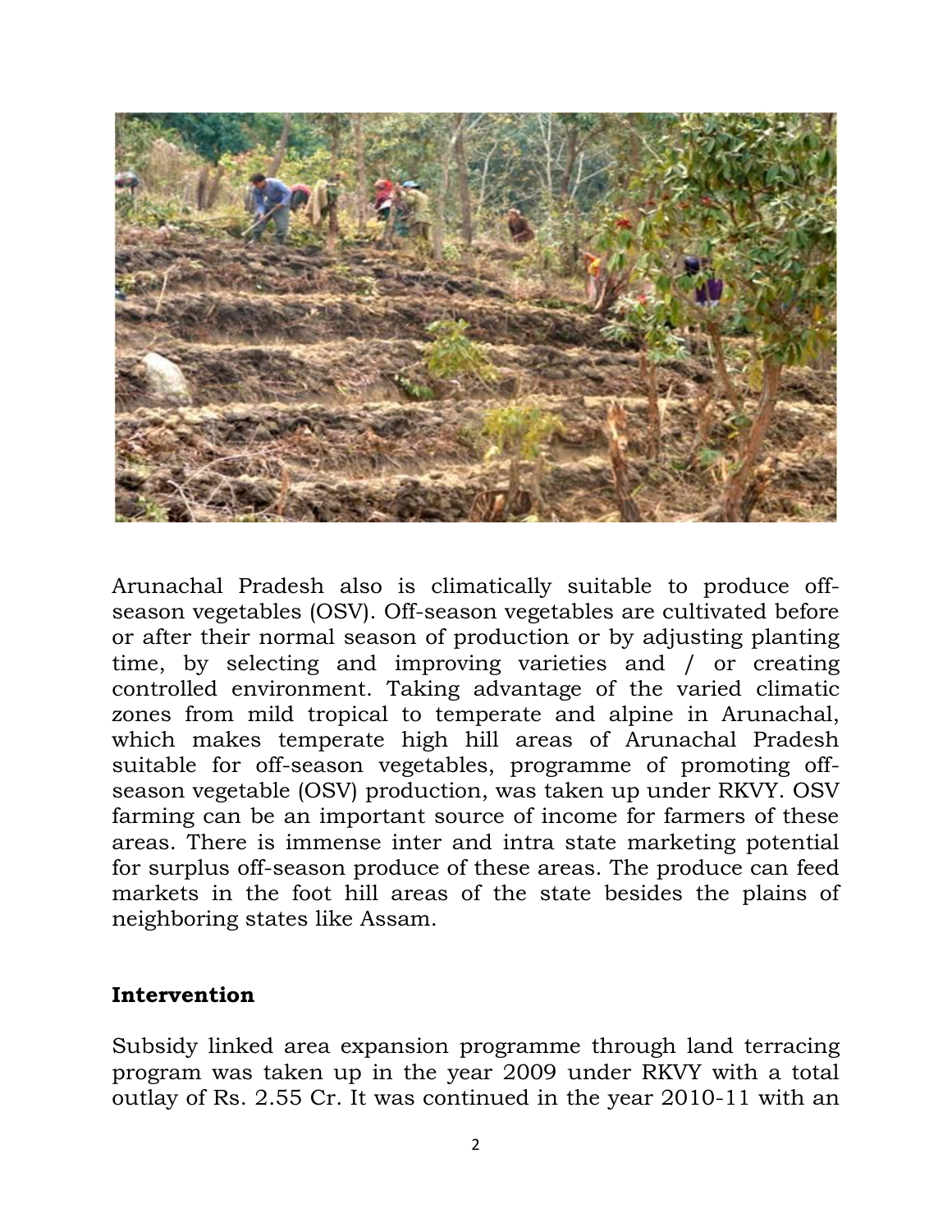Arunachal Pradesh also is climatically suitable to produce off-season vegetables (OSV). Off-season vegetables are cultivated before or after their normal season of production or by adjusting planting time, by selecting and improving varieties and / or creating controlled environment. Taking advantage of the varied climatic zones from mild tropical to temperate and alpine in Arunachal, which makes temperate high hill areas of Arunachal Pradesh suitable for off-season vegetables, programme of promoting off-season vegetable (OSV) production, was taken up under RKVY. OSV farming can be an important source of income for farmers of these areas. There is immense inter and intra state marketing potential for surplus off-season produce of these areas. The produce can feed markets in the foot hill areas of the state besides the plains of neighboring states like Assam.

## Intervention

Subsidy linked area expansion programme through land terracing program was taken up in the year 2009 under RKVY with a total outlay of Rs. 2.55 Cr. It was continued in the year 2010-11 with an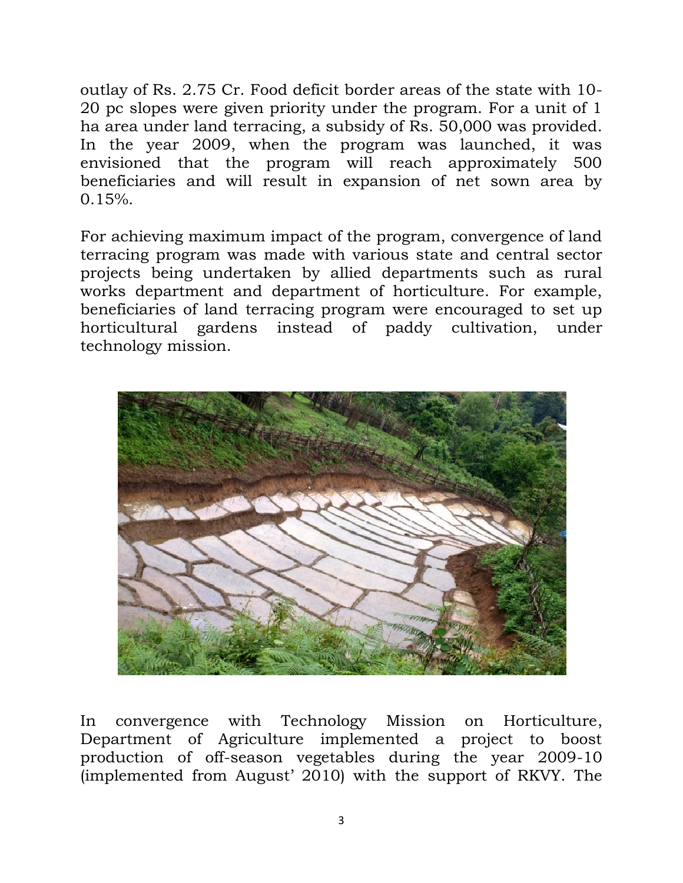outlay of Rs. 2.75 Cr. Food deficit border areas of the state with 10-20 pc slopes were given priority under the program. For a unit of 1 ha area under land terracing, a subsidy of Rs. 50,000 was provided. In the year 2009, when the program was launched, it was envisioned that the program will reach approximately 500 beneficiaries and will result in expansion of net sown area by 0.15%.

For achieving maximum impact of the program, convergence of land terracing program was made with various state and central sector projects being undertaken by allied departments such as rural works department and department of horticulture. For example, beneficiaries of land terracing program were encouraged to set up horticultural gardens instead of paddy cultivation, under technology mission.

In convergence with Technology Mission on Horticulture, Department of Agriculture implemented a project to boost production of off-season vegetables during the year 2009-10 (implemented from August' 2010) with the support of RKVY. The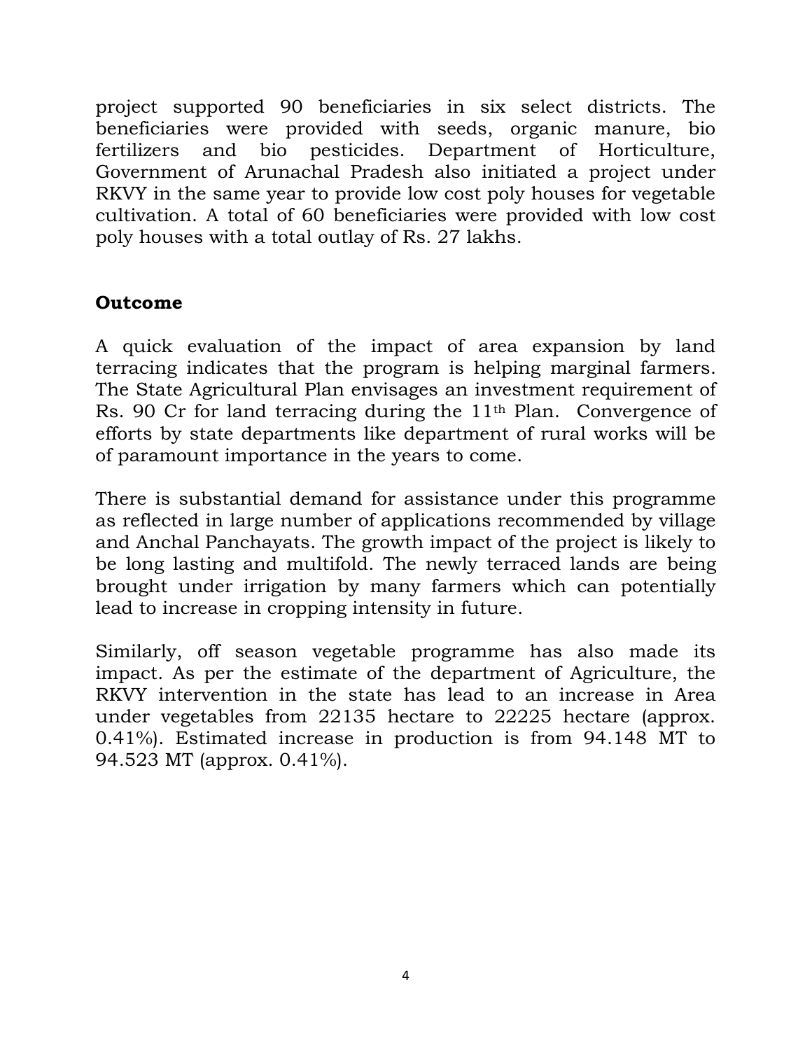project supported 90 beneficiaries in six select districts. The beneficiaries were provided with seeds, organic manure, bio fertilizers and bio pesticides. Department of Horticulture, Government of Arunachal Pradesh also initiated a project under RKVY in the same year to provide low cost poly houses for vegetable cultivation. A total of 60 beneficiaries were provided with low cost poly houses with a total outlay of Rs. 27 lakhs.

## Outcome

A quick evaluation of the impact of area expansion by land terracing indicates that the program is helping marginal farmers. The State Agricultural Plan envisages an investment requirement of Rs. 90 Cr for land terracing during the 11th Plan. Convergence of efforts by state departments like department of rural works will be of paramount importance in the years to come.

There is substantial demand for assistance under this programme as reflected in large number of applications recommended by village and Anchal Panchayats. The growth impact of the project is likely to be long lasting and multifold. The newly terraced lands are being brought under irrigation by many farmers which can potentially lead to increase in cropping intensity in future.

Similarly, off season vegetable programme has also made its impact. As per the estimate of the department of Agriculture, the RKVY intervention in the state has lead to an increase in Area under vegetables from 22135 hectare to 22225 hectare (approx. 0.41%). Estimated increase in production is from 94.148 MT to 94.523 MT (approx. 0.41%).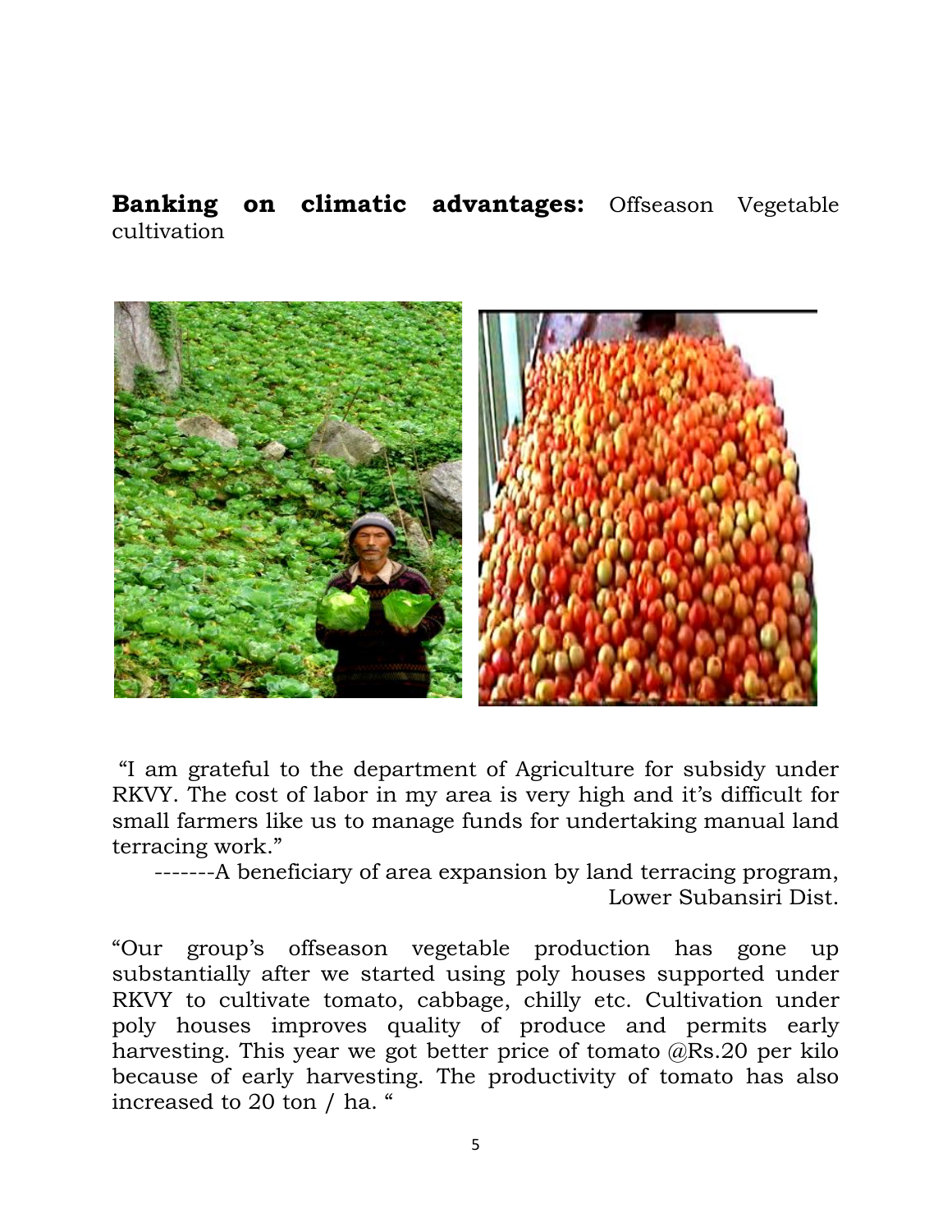**Banking on climatic advantages:** Offseason Vegetable cultivation

"I am grateful to the department of Agriculture for subsidy under RKVY. The cost of labor in my area is very high and it's difficult for small farmers like us to manage funds for undertaking manual land terracing work."

-------A beneficiary of area expansion by land terracing program, Lower Subansiri Dist.

"Our group's offseason vegetable production has gone up substantially after we started using poly houses supported under RKVY to cultivate tomato, cabbage, chilly etc. Cultivation under poly houses improves quality of produce and permits early harvesting. This year we got better price of tomato @Rs.20 per kilo because of early harvesting. The productivity of tomato has also increased to 20 ton / ha. "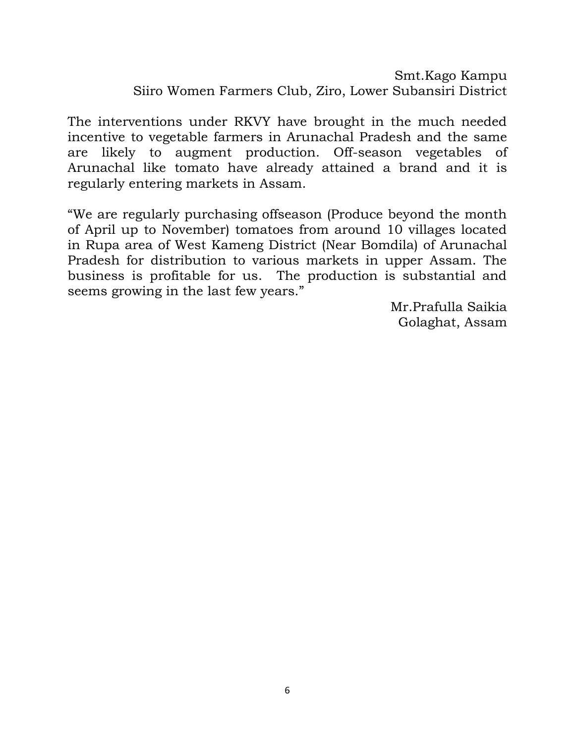Smt.Kago Kampu
Siiro Women Farmers Club, Ziro, Lower Subansiri District

The interventions under RKVY have brought in the much needed incentive to vegetable farmers in Arunachal Pradesh and the same are likely to augment production. Off-season vegetables of Arunachal like tomato have already attained a brand and it is regularly entering markets in Assam.

"We are regularly purchasing offseason (Produce beyond the month of April up to November) tomatoes from around 10 villages located in Rupa area of West Kameng District (Near Bomdila) of Arunachal Pradesh for distribution to various markets in upper Assam. The business is profitable for us. The production is substantial and seems growing in the last few years."

Mr.Prafulla Saikia
Golaghat, Assam